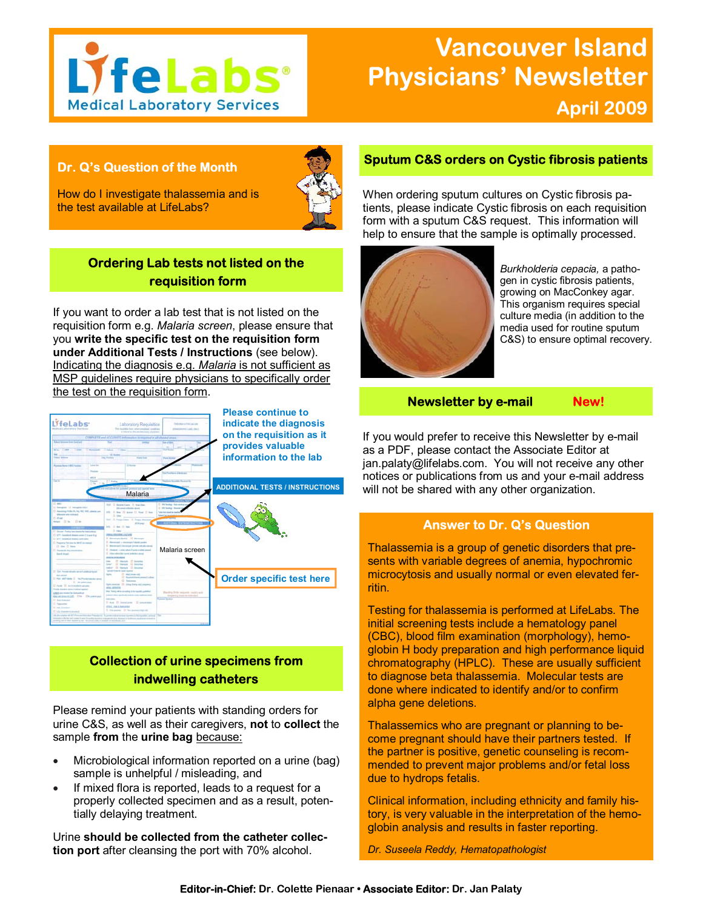# LifeLabs Medical Laboratory Services

# Vancouver Island Physicians' Newsletter

**April 2009**

## Dr. Q's Question of the Month

How do I investigate thalassemia and is the test available at LifeLabs?

## Ordering Lab tests not listed on the requisition form

If you want to order a lab test that is not listed on the requisition form e.g. *Malaria screen*, please ensure that you **write the specific test on the requisition form under Additional Tests / Instructions** (see below). Indicating the diagnosis e.g. *Malaria* is not sufficient as MSP guidelines require physicians to specifically order the test on the requisition form.

**Please continue to indicate the diagnosis on the requisition as it provides valuable information to the lab**

Malaria

**ADDITIONAL TESTS / INSTRUCTIONS**

Malaria screen

**Order specific test here**

## Collection of urine specimens from indwelling catheters

Please remind your patients with standing orders for urine C&S, as well as their caregivers, **not** to **collect** the sample **from** the **urine bag** because:

- Microbiological information reported on a urine (bag) sample is unhelpful / misleading, and
- If mixed flora is reported, leads to a request for a properly collected specimen and as a result, potentially delaying treatment.

Urine **should be collected from the catheter collection port** after cleansing the port with 70% alcohol.

## Sputum C&S orders on Cystic fibrosis patients

When ordering sputum cultures on Cystic fibrosis patients, please indicate Cystic fibrosis on each requisition form with a sputum C&S request. This information will help to ensure that the sample is optimally processed.

*Burkholderia cepacia,* a pathogen in cystic fibrosis patients, growing on MacConkey agar. This organism requires special culture media (in addition to the media used for routine sputum C&S) to ensure optimal recovery.

## Newsletter by e-mail — New!

If you would prefer to receive this Newsletter by e-mail as a PDF, please contact the Associate Editor at jan.palaty@lifelabs.com. You will not receive any other notices or publications from us and your e-mail address will not be shared with any other organization.

## Answer to Dr. Q's Question

Thalassemia is a group of genetic disorders that presents with variable degrees of anemia, hypochromic microcytosis and usually normal or even elevated ferritin.

Testing for thalassemia is performed at LifeLabs. The initial screening tests include a hematology panel (CBC), blood film examination (morphology), hemoglobin H body preparation and high performance liquid chromatography (HPLC). These are usually sufficient to diagnose beta thalassemia. Molecular tests are done where indicated to identify and/or to confirm alpha gene deletions.

Thalassemics who are pregnant or planning to become pregnant should have their partners tested. If the partner is positive, genetic counseling is recommended to prevent major problems and/or fetal loss due to hydrops fetalis.

Clinical information, including ethnicity and family history, is very valuable in the interpretation of the hemoglobin analysis and results in faster reporting.

*Dr. Suseela Reddy, Hematopathologist*

**Editor-in-Chief:** Dr. Colette Pienaar • **Associate Editor:** Dr. Jan Palaty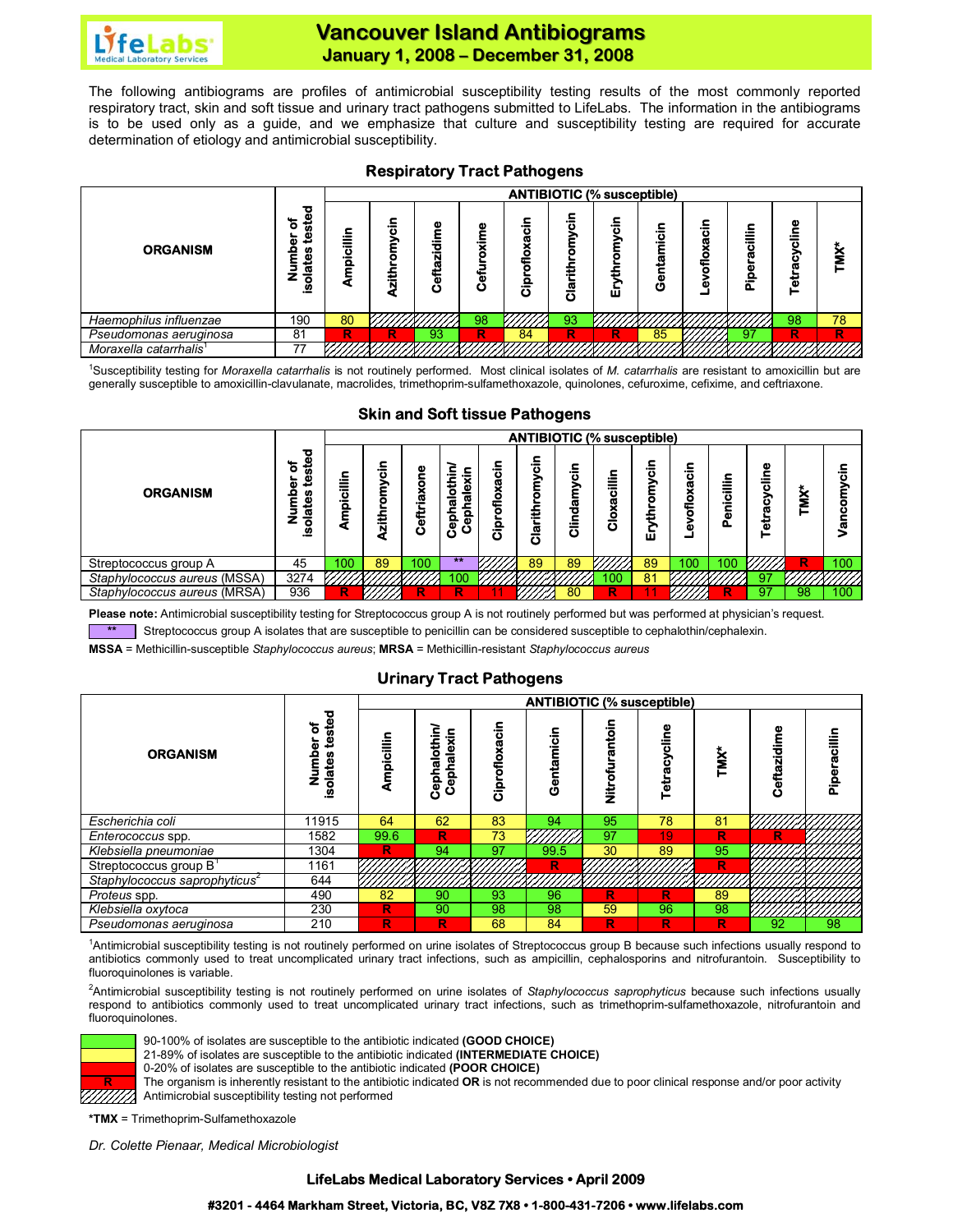# Vancouver Island Antibiograms

## January 1, 2008 – December 31, 2008

The following antibiograms are profiles of antimicrobial susceptibility testing results of the most commonly reported respiratory tract, skin and soft tissue and urinary tract pathogens submitted to LifeLabs. The information in the antibiograms is to be used only as a guide, and we emphasize that culture and susceptibility testing are required for accurate determination of etiology and antimicrobial susceptibility.

### Respiratory Tract Pathogens

| ORGANISM | Number of isolates tested | ANTIBIOTIC (% susceptible) | | | | | | | | | | | |
|---|---|---|---|---|---|---|---|---|---|---|---|---|---|
| | | Ampicillin | Azithromycin | Ceftazidime | Cefuroxime | Ciprofloxacin | Clarithromycin | Erythromycin | Gentamicin | Levofloxacin | Piperacillin | Tetracycline | TMX* |
| *Haemophilus influenzae* | 190 | 80 | | | 98 | | 93 | | | | | 98 | 78 |
| *Pseudomonas aeruginosa* | 81 | R | R | 93 | R | 84 | R | R | 85 | | 97 | R | R |
| *Moraxella catarrhalis*[1] | 77 | | | | | | | | | | | | |

[1]Susceptibility testing for *Moraxella catarrhalis* is not routinely performed. Most clinical isolates of *M. catarrhalis* are resistant to amoxicillin but are generally susceptible to amoxicillin-clavulanate, macrolides, trimethoprim-sulfamethoxazole, quinolones, cefuroxime, cefixime, and ceftriaxone.

### Skin and Soft tissue Pathogens

| ORGANISM | Number of isolates tested | ANTIBIOTIC (% susceptible) | | | | | | | | | | | | | |
|---|---|---|---|---|---|---|---|---|---|---|---|---|---|---|---|
| | | Ampicillin | Azithromycin | Ceftriaxone | Cephalothin/ Cephalexin | Ciprofloxacin | Clarithromycin | Clindamycin | Cloxacillin | Erythromycin | Levofloxacin | Penicillin | Tetracycline | TMX* | Vancomycin |
| Streptococcus group A | 45 | 100 | 89 | 100 | ** | | 89 | 89 | | 89 | 100 | 100 | | R | 100 |
| *Staphylococcus aureus* (MSSA) | 3274 | | | | 100 | | | | 100 | 81 | | | 97 | | |
| *Staphylococcus aureus* (MRSA) | 936 | R | | R | R | 11 | | 80 | R | 11 | | R | 97 | 98 | 100 |

**Please note:** Antimicrobial susceptibility testing for Streptococcus group A is not routinely performed but was performed at physician's request.

** Streptococcus group A isolates that are susceptible to penicillin can be considered susceptible to cephalothin/cephalexin.

**MSSA** = Methicillin-susceptible *Staphylococcus aureus*; **MRSA** = Methicillin-resistant *Staphylococcus aureus*

### Urinary Tract Pathogens

| ORGANISM | Number of isolates tested | ANTIBIOTIC (% susceptible) | | | | | | | | |
|---|---|---|---|---|---|---|---|---|---|---|
| | | Ampicillin | Cephalothin/ Cephalexin | Ciprofloxacin | Gentamicin | Nitrofurantoin | Tetracycline | TMX* | Ceftazidime | Piperacillin |
| *Escherichia coli* | 11915 | 64 | 62 | 83 | 94 | 95 | 78 | 81 | | |
| *Enterococcus* spp. | 1582 | 99.6 | R | 73 | | 97 | 19 | R | R | |
| *Klebsiella pneumoniae* | 1304 | R | 94 | 97 | 99.5 | 30 | 89 | 95 | | |
| Streptococcus group B[1] | 1161 | | | | R | | | R | | |
| *Staphylococcus saprophyticus*[2] | 644 | | | | | | | | | |
| *Proteus* spp. | 490 | 82 | 90 | 93 | 96 | R | R | 89 | | |
| *Klebsiella oxytoca* | 230 | R | 90 | 98 | 98 | 59 | 96 | 98 | | |
| *Pseudomonas aeruginosa* | 210 | R | R | 68 | 84 | R | R | R | 92 | 98 |

[1]Antimicrobial susceptibility testing is not routinely performed on urine isolates of Streptococcus group B because such infections usually respond to antibiotics commonly used to treat uncomplicated urinary tract infections, such as ampicillin, cephalosporins and nitrofurantoin. Susceptibility to fluoroquinolones is variable.

[2]Antimicrobial susceptibility testing is not routinely performed on urine isolates of *Staphylococcus saprophyticus* because such infections usually respond to antibiotics commonly used to treat uncomplicated urinary tract infections, such as trimethoprim-sulfamethoxazole, nitrofurantoin and fluoroquinolones.

- (Green) 90-100% of isolates are susceptible to the antibiotic indicated **(GOOD CHOICE)**
- (Yellow) 21-89% of isolates are susceptible to the antibiotic indicated **(INTERMEDIATE CHOICE)**
- (Red) 0-20% of isolates are susceptible to the antibiotic indicated **(POOR CHOICE)**
- R: The organism is inherently resistant to the antibiotic indicated **OR** is not recommended due to poor clinical response and/or poor activity
- (Hatched) Antimicrobial susceptibility testing not performed

***TMX** = Trimethoprim-Sulfamethoxazole

*Dr. Colette Pienaar, Medical Microbiologist*

**LifeLabs Medical Laboratory Services • April 2009**

**#3201 - 4464 Markham Street, Victoria, BC, V8Z 7X8 • 1-800-431-7206 • www.lifelabs.com**